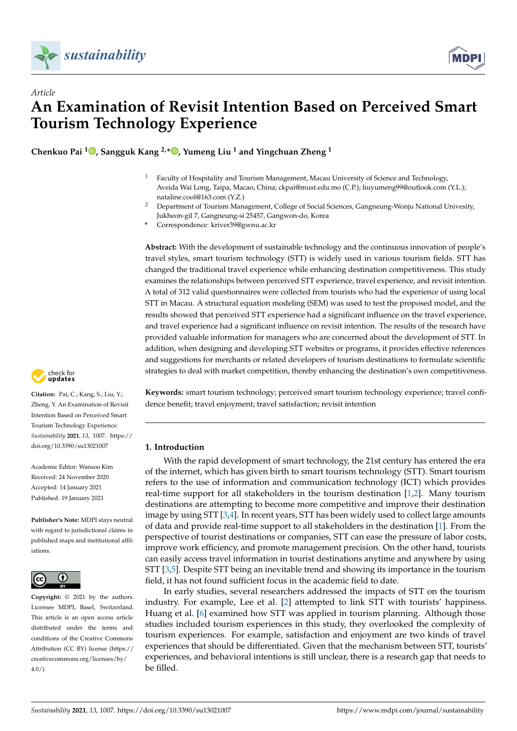*Article*

# An Examination of Revisit Intention Based on Perceived Smart Tourism Technology Experience

**Chenkuo Pai [1], Sangguk Kang [2,*], Yumeng Liu [1] and Yingchuan Zheng [1]**

[1] Faculty of Hospitality and Tourism Management, Macau University of Science and Technology, Aveida Wai Long, Taipa, Macao, China; ckpai@must.edu.mo (C.P.); liuyumeng99@outlook.com (Y.L.); nataline.cool@163.com (Y.Z.)

[2] Department of Tourism Management, College of Social Sciences, Gangneung-Wonju National Univesity, Jukheon-gil 7, Gangneung-si 25457, Gangwon-do, Korea

* Correspondence: kriver39@gwnu.ac.kr

**Abstract:** With the development of sustainable technology and the continuous innovation of people's travel styles, smart tourism technology (STT) is widely used in various tourism fields. STT has changed the traditional travel experience while enhancing destination competitiveness. This study examines the relationships between perceived STT experience, travel experience, and revisit intention. A total of 312 valid questionnaires were collected from tourists who had the experience of using local STT in Macau. A structural equation modeling (SEM) was used to test the proposed model, and the results showed that perceived STT experience had a significant influence on the travel experience, and travel experience had a significant influence on revisit intention. The results of the research have provided valuable information for managers who are concerned about the development of STT. In addition, when designing and developing STT websites or programs, it provides effective references and suggestions for merchants or related developers of tourism destinations to formulate scientific strategies to deal with market competition, thereby enhancing the destination's own competitiveness.

**Keywords:** smart tourism technology; perceived smart tourism technology experience; travel confidence benefit; travel enjoyment; travel satisfaction; revisit intention

**Citation:** Pai, C.; Kang, S.; Liu, Y.; Zheng, Y. An Examination of Revisit Intention Based on Perceived Smart Tourism Technology Experience. *Sustainability* **2021**, *13*, 1007. https://doi.org/10.3390/su13021007

Academic Editor: Wansoo Kim

Received: 24 November 2020

Accepted: 14 January 2021

Published: 19 January 2021

**Publisher's Note:** MDPI stays neutral with regard to jurisdictional claims in published maps and institutional affiliations.

**Copyright:** © 2021 by the authors. Licensee MDPI, Basel, Switzerland. This article is an open access article distributed under the terms and conditions of the Creative Commons Attribution (CC BY) license (https://creativecommons.org/licenses/by/4.0/).

## 1. Introduction

With the rapid development of smart technology, the 21st century has entered the era of the internet, which has given birth to smart tourism technology (STT). Smart tourism refers to the use of information and communication technology (ICT) which provides real-time support for all stakeholders in the tourism destination [1,2]. Many tourism destinations are attempting to become more competitive and improve their destination image by using STT [3,4]. In recent years, STT has been widely used to collect large amounts of data and provide real-time support to all stakeholders in the destination [1]. From the perspective of tourist destinations or companies, STT can ease the pressure of labor costs, improve work efficiency, and promote management precision. On the other hand, tourists can easily access travel information in tourist destinations anytime and anywhere by using STT [3,5]. Despite STT being an inevitable trend and showing its importance in the tourism field, it has not found sufficient focus in the academic field to date.

In early studies, several researchers addressed the impacts of STT on the tourism industry. For example, Lee et al. [2] attempted to link STT with tourists' happiness. Huang et al. [6] examined how STT was applied in tourism planning. Although those studies included tourism experiences in this study, they overlooked the complexity of tourism experiences. For example, satisfaction and enjoyment are two kinds of travel experiences that should be differentiated. Given that the mechanism between STT, tourists' experiences, and behavioral intentions is still unclear, there is a research gap that needs to be filled.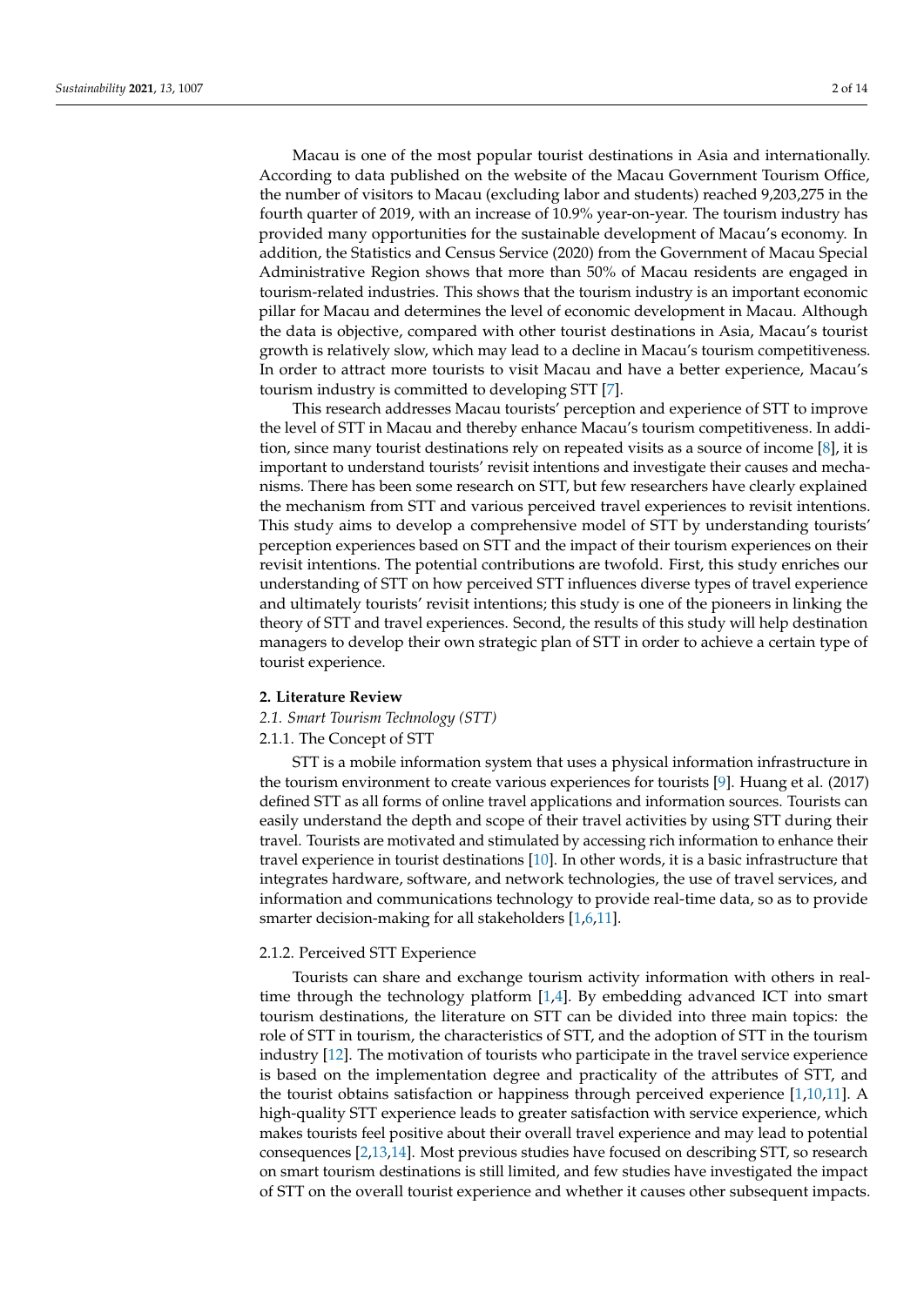Macau is one of the most popular tourist destinations in Asia and internationally. According to data published on the website of the Macau Government Tourism Office, the number of visitors to Macau (excluding labor and students) reached 9,203,275 in the fourth quarter of 2019, with an increase of 10.9% year-on-year. The tourism industry has provided many opportunities for the sustainable development of Macau's economy. In addition, the Statistics and Census Service (2020) from the Government of Macau Special Administrative Region shows that more than 50% of Macau residents are engaged in tourism-related industries. This shows that the tourism industry is an important economic pillar for Macau and determines the level of economic development in Macau. Although the data is objective, compared with other tourist destinations in Asia, Macau's tourist growth is relatively slow, which may lead to a decline in Macau's tourism competitiveness. In order to attract more tourists to visit Macau and have a better experience, Macau's tourism industry is committed to developing STT [7].

This research addresses Macau tourists' perception and experience of STT to improve the level of STT in Macau and thereby enhance Macau's tourism competitiveness. In addition, since many tourist destinations rely on repeated visits as a source of income [8], it is important to understand tourists' revisit intentions and investigate their causes and mechanisms. There has been some research on STT, but few researchers have clearly explained the mechanism from STT and various perceived travel experiences to revisit intentions. This study aims to develop a comprehensive model of STT by understanding tourists' perception experiences based on STT and the impact of their tourism experiences on their revisit intentions. The potential contributions are twofold. First, this study enriches our understanding of STT on how perceived STT influences diverse types of travel experience and ultimately tourists' revisit intentions; this study is one of the pioneers in linking the theory of STT and travel experiences. Second, the results of this study will help destination managers to develop their own strategic plan of STT in order to achieve a certain type of tourist experience.

## 2. Literature Review

### *2.1. Smart Tourism Technology (STT)*

#### 2.1.1. The Concept of STT

STT is a mobile information system that uses a physical information infrastructure in the tourism environment to create various experiences for tourists [9]. Huang et al. (2017) defined STT as all forms of online travel applications and information sources. Tourists can easily understand the depth and scope of their travel activities by using STT during their travel. Tourists are motivated and stimulated by accessing rich information to enhance their travel experience in tourist destinations [10]. In other words, it is a basic infrastructure that integrates hardware, software, and network technologies, the use of travel services, and information and communications technology to provide real-time data, so as to provide smarter decision-making for all stakeholders [1,6,11].

#### 2.1.2. Perceived STT Experience

Tourists can share and exchange tourism activity information with others in real-time through the technology platform [1,4]. By embedding advanced ICT into smart tourism destinations, the literature on STT can be divided into three main topics: the role of STT in tourism, the characteristics of STT, and the adoption of STT in the tourism industry [12]. The motivation of tourists who participate in the travel service experience is based on the implementation degree and practicality of the attributes of STT, and the tourist obtains satisfaction or happiness through perceived experience [1,10,11]. A high-quality STT experience leads to greater satisfaction with service experience, which makes tourists feel positive about their overall travel experience and may lead to potential consequences [2,13,14]. Most previous studies have focused on describing STT, so research on smart tourism destinations is still limited, and few studies have investigated the impact of STT on the overall tourist experience and whether it causes other subsequent impacts.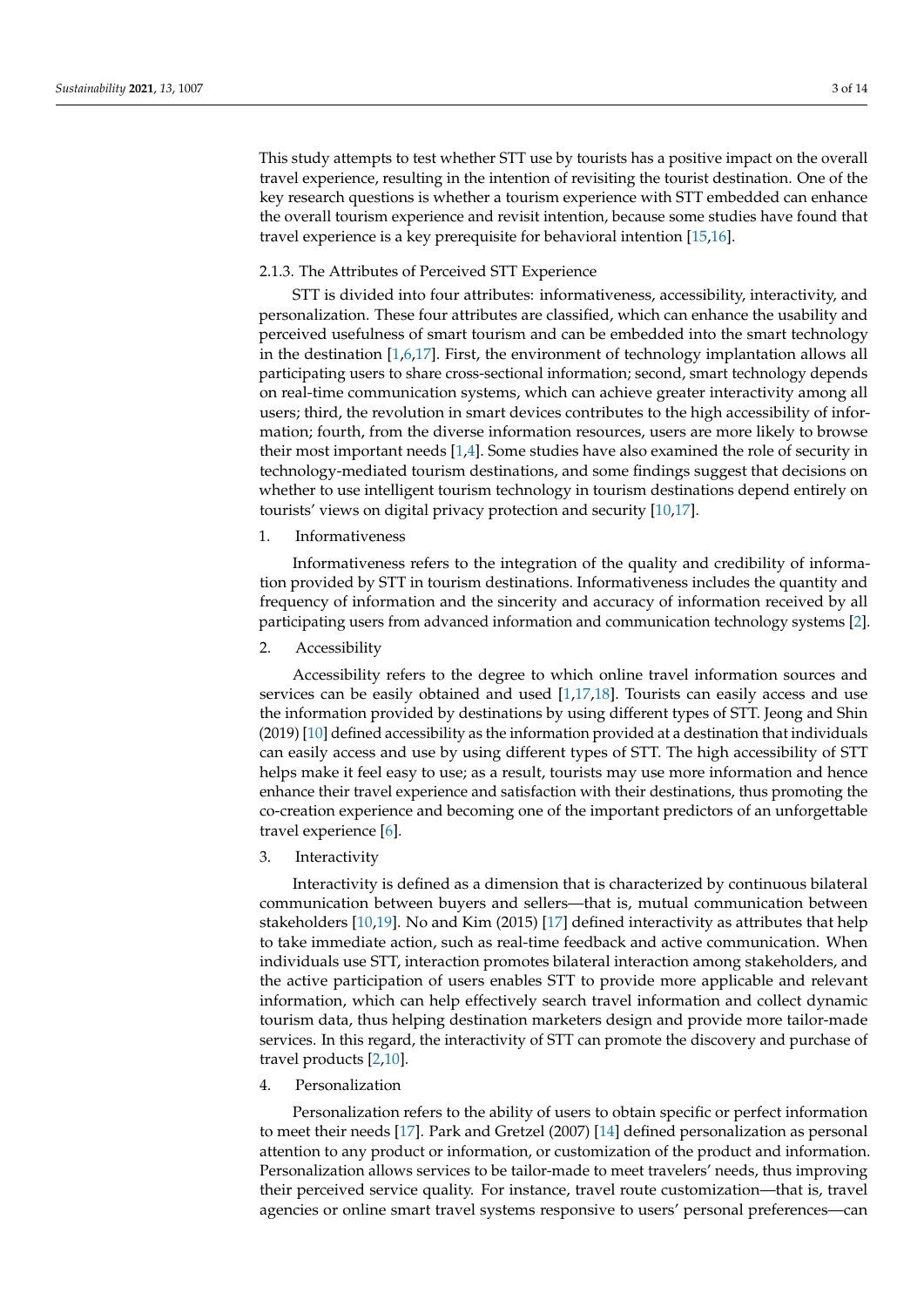This study attempts to test whether STT use by tourists has a positive impact on the overall travel experience, resulting in the intention of revisiting the tourist destination. One of the key research questions is whether a tourism experience with STT embedded can enhance the overall tourism experience and revisit intention, because some studies have found that travel experience is a key prerequisite for behavioral intention [15,16].

### 2.1.3. The Attributes of Perceived STT Experience

STT is divided into four attributes: informativeness, accessibility, interactivity, and personalization. These four attributes are classified, which can enhance the usability and perceived usefulness of smart tourism and can be embedded into the smart technology in the destination [1,6,17]. First, the environment of technology implantation allows all participating users to share cross-sectional information; second, smart technology depends on real-time communication systems, which can achieve greater interactivity among all users; third, the revolution in smart devices contributes to the high accessibility of information; fourth, from the diverse information resources, users are more likely to browse their most important needs [1,4]. Some studies have also examined the role of security in technology-mediated tourism destinations, and some findings suggest that decisions on whether to use intelligent tourism technology in tourism destinations depend entirely on tourists' views on digital privacy protection and security [10,17].

1. Informativeness

Informativeness refers to the integration of the quality and credibility of information provided by STT in tourism destinations. Informativeness includes the quantity and frequency of information and the sincerity and accuracy of information received by all participating users from advanced information and communication technology systems [2].

2. Accessibility

Accessibility refers to the degree to which online travel information sources and services can be easily obtained and used [1,17,18]. Tourists can easily access and use the information provided by destinations by using different types of STT. Jeong and Shin (2019) [10] defined accessibility as the information provided at a destination that individuals can easily access and use by using different types of STT. The high accessibility of STT helps make it feel easy to use; as a result, tourists may use more information and hence enhance their travel experience and satisfaction with their destinations, thus promoting the co-creation experience and becoming one of the important predictors of an unforgettable travel experience [6].

3. Interactivity

Interactivity is defined as a dimension that is characterized by continuous bilateral communication between buyers and sellers—that is, mutual communication between stakeholders [10,19]. No and Kim (2015) [17] defined interactivity as attributes that help to take immediate action, such as real-time feedback and active communication. When individuals use STT, interaction promotes bilateral interaction among stakeholders, and the active participation of users enables STT to provide more applicable and relevant information, which can help effectively search travel information and collect dynamic tourism data, thus helping destination marketers design and provide more tailor-made services. In this regard, the interactivity of STT can promote the discovery and purchase of travel products [2,10].

4. Personalization

Personalization refers to the ability of users to obtain specific or perfect information to meet their needs [17]. Park and Gretzel (2007) [14] defined personalization as personal attention to any product or information, or customization of the product and information. Personalization allows services to be tailor-made to meet travelers' needs, thus improving their perceived service quality. For instance, travel route customization—that is, travel agencies or online smart travel systems responsive to users' personal preferences—can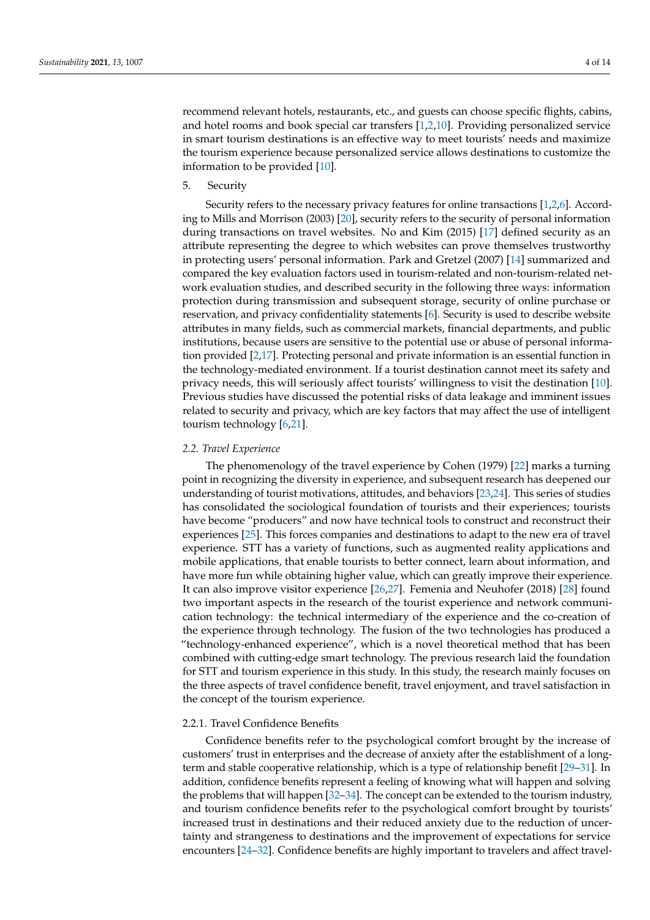recommend relevant hotels, restaurants, etc., and guests can choose specific flights, cabins, and hotel rooms and book special car transfers [1,2,10]. Providing personalized service in smart tourism destinations is an effective way to meet tourists' needs and maximize the tourism experience because personalized service allows destinations to customize the information to be provided [10].

5. Security

Security refers to the necessary privacy features for online transactions [1,2,6]. According to Mills and Morrison (2003) [20], security refers to the security of personal information during transactions on travel websites. No and Kim (2015) [17] defined security as an attribute representing the degree to which websites can prove themselves trustworthy in protecting users' personal information. Park and Gretzel (2007) [14] summarized and compared the key evaluation factors used in tourism-related and non-tourism-related network evaluation studies, and described security in the following three ways: information protection during transmission and subsequent storage, security of online purchase or reservation, and privacy confidentiality statements [6]. Security is used to describe website attributes in many fields, such as commercial markets, financial departments, and public institutions, because users are sensitive to the potential use or abuse of personal information provided [2,17]. Protecting personal and private information is an essential function in the technology-mediated environment. If a tourist destination cannot meet its safety and privacy needs, this will seriously affect tourists' willingness to visit the destination [10]. Previous studies have discussed the potential risks of data leakage and imminent issues related to security and privacy, which are key factors that may affect the use of intelligent tourism technology [6,21].

### *2.2. Travel Experience*

The phenomenology of the travel experience by Cohen (1979) [22] marks a turning point in recognizing the diversity in experience, and subsequent research has deepened our understanding of tourist motivations, attitudes, and behaviors [23,24]. This series of studies has consolidated the sociological foundation of tourists and their experiences; tourists have become "producers" and now have technical tools to construct and reconstruct their experiences [25]. This forces companies and destinations to adapt to the new era of travel experience. STT has a variety of functions, such as augmented reality applications and mobile applications, that enable tourists to better connect, learn about information, and have more fun while obtaining higher value, which can greatly improve their experience. It can also improve visitor experience [26,27]. Femenia and Neuhofer (2018) [28] found two important aspects in the research of the tourist experience and network communication technology: the technical intermediary of the experience and the co-creation of the experience through technology. The fusion of the two technologies has produced a "technology-enhanced experience", which is a novel theoretical method that has been combined with cutting-edge smart technology. The previous research laid the foundation for STT and tourism experience in this study. In this study, the research mainly focuses on the three aspects of travel confidence benefit, travel enjoyment, and travel satisfaction in the concept of the tourism experience.

#### 2.2.1. Travel Confidence Benefits

Confidence benefits refer to the psychological comfort brought by the increase of customers' trust in enterprises and the decrease of anxiety after the establishment of a long-term and stable cooperative relationship, which is a type of relationship benefit [29–31]. In addition, confidence benefits represent a feeling of knowing what will happen and solving the problems that will happen [32–34]. The concept can be extended to the tourism industry, and tourism confidence benefits refer to the psychological comfort brought by tourists' increased trust in destinations and their reduced anxiety due to the reduction of uncertainty and strangeness to destinations and the improvement of expectations for service encounters [24–32]. Confidence benefits are highly important to travelers and affect travel-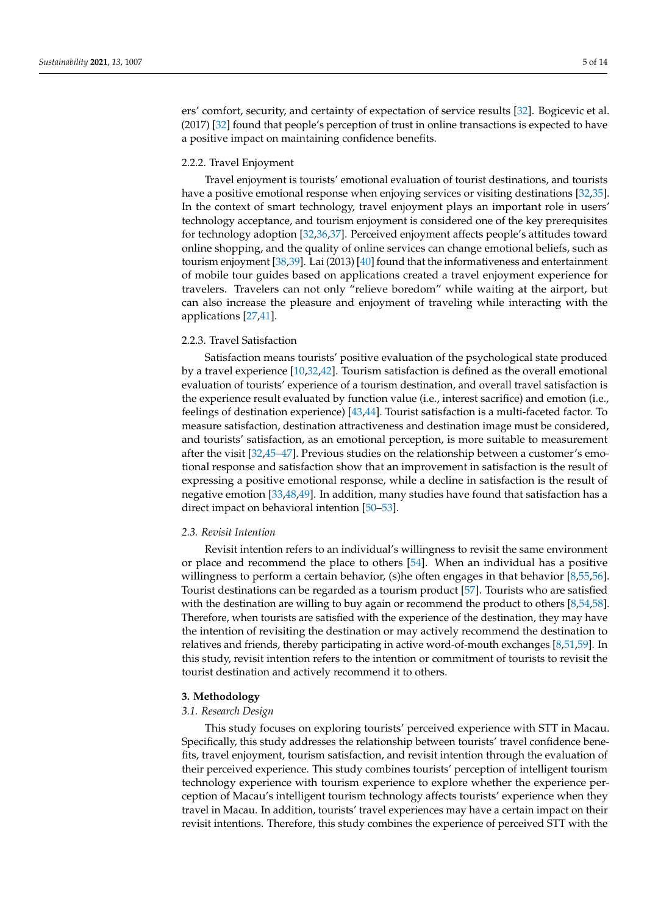ers' comfort, security, and certainty of expectation of service results [32]. Bogicevic et al. (2017) [32] found that people's perception of trust in online transactions is expected to have a positive impact on maintaining confidence benefits.

#### 2.2.2. Travel Enjoyment

Travel enjoyment is tourists' emotional evaluation of tourist destinations, and tourists have a positive emotional response when enjoying services or visiting destinations [32,35]. In the context of smart technology, travel enjoyment plays an important role in users' technology acceptance, and tourism enjoyment is considered one of the key prerequisites for technology adoption [32,36,37]. Perceived enjoyment affects people's attitudes toward online shopping, and the quality of online services can change emotional beliefs, such as tourism enjoyment [38,39]. Lai (2013) [40] found that the informativeness and entertainment of mobile tour guides based on applications created a travel enjoyment experience for travelers. Travelers can not only "relieve boredom" while waiting at the airport, but can also increase the pleasure and enjoyment of traveling while interacting with the applications [27,41].

#### 2.2.3. Travel Satisfaction

Satisfaction means tourists' positive evaluation of the psychological state produced by a travel experience [10,32,42]. Tourism satisfaction is defined as the overall emotional evaluation of tourists' experience of a tourism destination, and overall travel satisfaction is the experience result evaluated by function value (i.e., interest sacrifice) and emotion (i.e., feelings of destination experience) [43,44]. Tourist satisfaction is a multi-faceted factor. To measure satisfaction, destination attractiveness and destination image must be considered, and tourists' satisfaction, as an emotional perception, is more suitable to measurement after the visit [32,45–47]. Previous studies on the relationship between a customer's emotional response and satisfaction show that an improvement in satisfaction is the result of expressing a positive emotional response, while a decline in satisfaction is the result of negative emotion [33,48,49]. In addition, many studies have found that satisfaction has a direct impact on behavioral intention [50–53].

### *2.3. Revisit Intention*

Revisit intention refers to an individual's willingness to revisit the same environment or place and recommend the place to others [54]. When an individual has a positive willingness to perform a certain behavior, (s)he often engages in that behavior [8,55,56]. Tourist destinations can be regarded as a tourism product [57]. Tourists who are satisfied with the destination are willing to buy again or recommend the product to others [8,54,58]. Therefore, when tourists are satisfied with the experience of the destination, they may have the intention of revisiting the destination or may actively recommend the destination to relatives and friends, thereby participating in active word-of-mouth exchanges [8,51,59]. In this study, revisit intention refers to the intention or commitment of tourists to revisit the tourist destination and actively recommend it to others.

## **3. Methodology**

### *3.1. Research Design*

This study focuses on exploring tourists' perceived experience with STT in Macau. Specifically, this study addresses the relationship between tourists' travel confidence benefits, travel enjoyment, tourism satisfaction, and revisit intention through the evaluation of their perceived experience. This study combines tourists' perception of intelligent tourism technology experience with tourism experience to explore whether the experience perception of Macau's intelligent tourism technology affects tourists' experience when they travel in Macau. In addition, tourists' travel experiences may have a certain impact on their revisit intentions. Therefore, this study combines the experience of perceived STT with the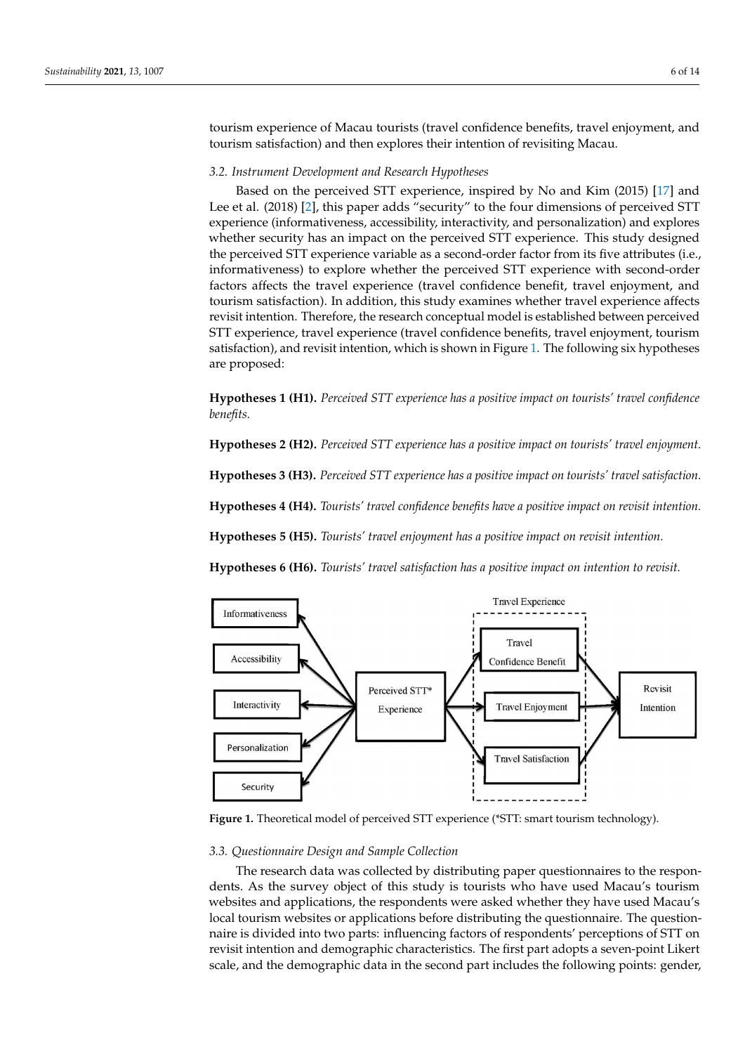tourism experience of Macau tourists (travel confidence benefits, travel enjoyment, and tourism satisfaction) and then explores their intention of revisiting Macau.

### 3.2. Instrument Development and Research Hypotheses

Based on the perceived STT experience, inspired by No and Kim (2015) [17] and Lee et al. (2018) [2], this paper adds "security" to the four dimensions of perceived STT experience (informativeness, accessibility, interactivity, and personalization) and explores whether security has an impact on the perceived STT experience. This study designed the perceived STT experience variable as a second-order factor from its five attributes (i.e., informativeness) to explore whether the perceived STT experience with second-order factors affects the travel experience (travel confidence benefit, travel enjoyment, and tourism satisfaction). In addition, this study examines whether travel experience affects revisit intention. Therefore, the research conceptual model is established between perceived STT experience, travel experience (travel confidence benefits, travel enjoyment, tourism satisfaction), and revisit intention, which is shown in Figure 1. The following six hypotheses are proposed:

**Hypotheses 1 (H1).** *Perceived STT experience has a positive impact on tourists' travel confidence benefits.*

**Hypotheses 2 (H2).** *Perceived STT experience has a positive impact on tourists' travel enjoyment.*

**Hypotheses 3 (H3).** *Perceived STT experience has a positive impact on tourists' travel satisfaction.*

**Hypotheses 4 (H4).** *Tourists' travel confidence benefits have a positive impact on revisit intention.*

**Hypotheses 5 (H5).** *Tourists' travel enjoyment has a positive impact on revisit intention.*

**Hypotheses 6 (H6).** *Tourists' travel satisfaction has a positive impact on intention to revisit.*

**Figure 1.** Theoretical model of perceived STT experience (*STT: smart tourism technology).

### 3.3. Questionnaire Design and Sample Collection

The research data was collected by distributing paper questionnaires to the respondents. As the survey object of this study is tourists who have used Macau's tourism websites and applications, the respondents were asked whether they have used Macau's local tourism websites or applications before distributing the questionnaire. The questionnaire is divided into two parts: influencing factors of respondents' perceptions of STT on revisit intention and demographic characteristics. The first part adopts a seven-point Likert scale, and the demographic data in the second part includes the following points: gender,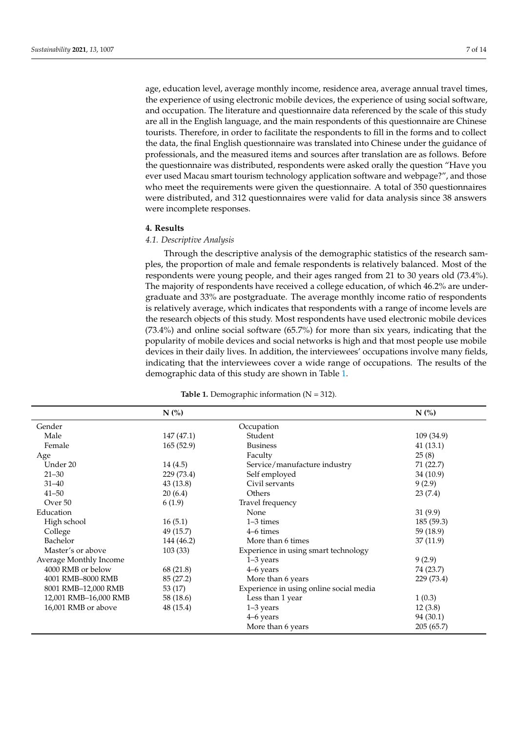age, education level, average monthly income, residence area, average annual travel times, the experience of using electronic mobile devices, the experience of using social software, and occupation. The literature and questionnaire data referenced by the scale of this study are all in the English language, and the main respondents of this questionnaire are Chinese tourists. Therefore, in order to facilitate the respondents to fill in the forms and to collect the data, the final English questionnaire was translated into Chinese under the guidance of professionals, and the measured items and sources after translation are as follows. Before the questionnaire was distributed, respondents were asked orally the question "Have you ever used Macau smart tourism technology application software and webpage?", and those who meet the requirements were given the questionnaire. A total of 350 questionnaires were distributed, and 312 questionnaires were valid for data analysis since 38 answers were incomplete responses.

## 4. Results

### *4.1. Descriptive Analysis*

Through the descriptive analysis of the demographic statistics of the research samples, the proportion of male and female respondents is relatively balanced. Most of the respondents were young people, and their ages ranged from 21 to 30 years old (73.4%). The majority of respondents have received a college education, of which 46.2% are undergraduate and 33% are postgraduate. The average monthly income ratio of respondents is relatively average, which indicates that respondents with a range of income levels are the research objects of this study. Most respondents have used electronic mobile devices (73.4%) and online social software (65.7%) for more than six years, indicating that the popularity of mobile devices and social networks is high and that most people use mobile devices in their daily lives. In addition, the interviewees' occupations involve many fields, indicating that the interviewees cover a wide range of occupations. The results of the demographic data of this study are shown in Table 1.

**Table 1.** Demographic information (N = 312).

| | N (%) | | N (%) |
|---|---|---|---|
| Gender | | Occupation | |
| Male | 147 (47.1) | Student | 109 (34.9) |
| Female | 165 (52.9) | Business | 41 (13.1) |
| Age | | Faculty | 25 (8) |
| Under 20 | 14 (4.5) | Service/manufacture industry | 71 (22.7) |
| 21–30 | 229 (73.4) | Self employed | 34 (10.9) |
| 31–40 | 43 (13.8) | Civil servants | 9 (2.9) |
| 41–50 | 20 (6.4) | Others | 23 (7.4) |
| Over 50 | 6 (1.9) | Travel frequency | |
| Education | | None | 31 (9.9) |
| High school | 16 (5.1) | 1–3 times | 185 (59.3) |
| College | 49 (15.7) | 4–6 times | 59 (18.9) |
| Bachelor | 144 (46.2) | More than 6 times | 37 (11.9) |
| Master's or above | 103 (33) | Experience in using smart technology | |
| Average Monthly Income | | 1–3 years | 9 (2.9) |
| 4000 RMB or below | 68 (21.8) | 4–6 years | 74 (23.7) |
| 4001 RMB–8000 RMB | 85 (27.2) | More than 6 years | 229 (73.4) |
| 8001 RMB–12,000 RMB | 53 (17) | Experience in using online social media | |
| 12,001 RMB–16,000 RMB | 58 (18.6) | Less than 1 year | 1 (0.3) |
| 16,001 RMB or above | 48 (15.4) | 1–3 years | 12 (3.8) |
| | | 4–6 years | 94 (30.1) |
| | | More than 6 years | 205 (65.7) |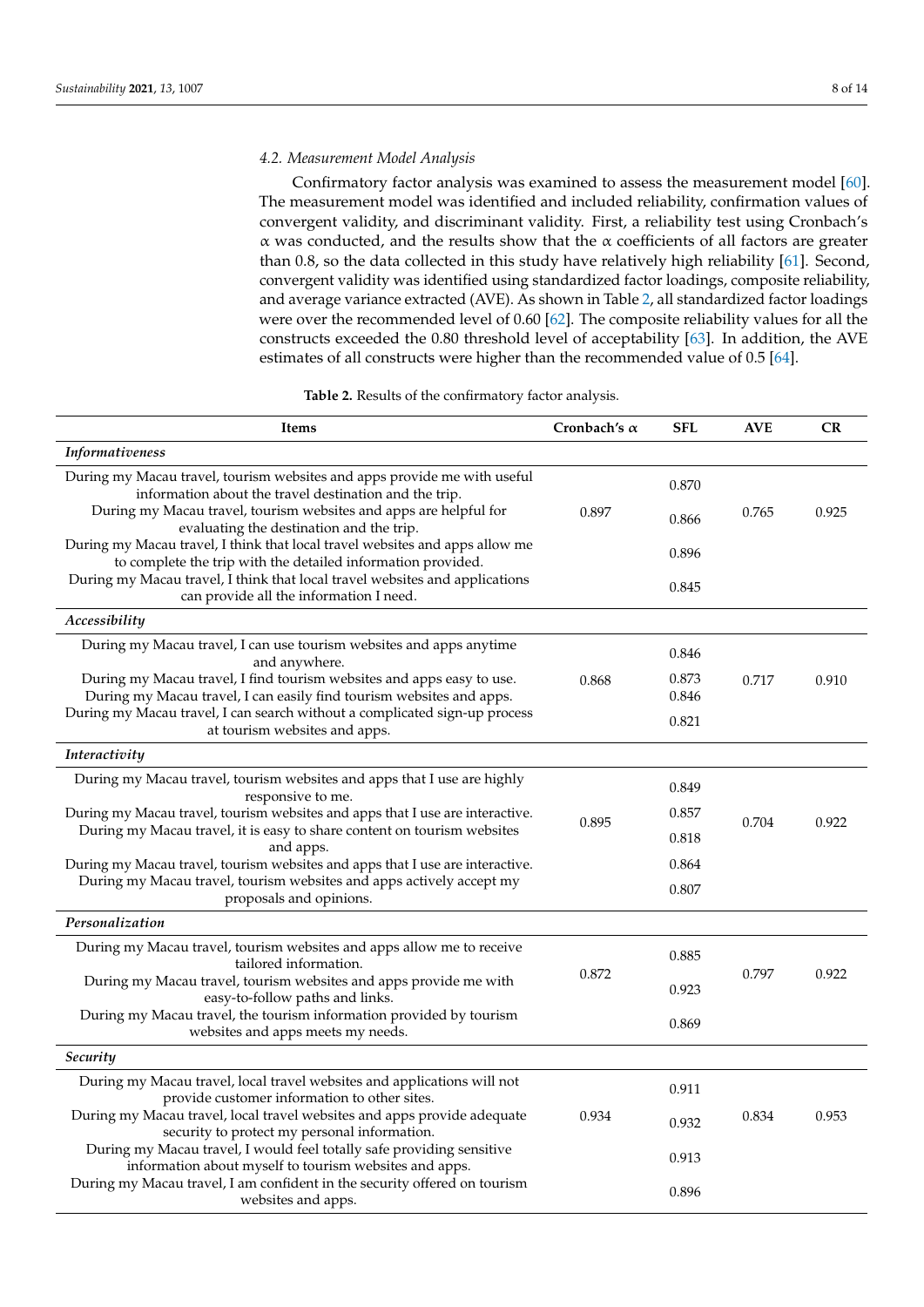### 4.2. Measurement Model Analysis

Confirmatory factor analysis was examined to assess the measurement model [60]. The measurement model was identified and included reliability, confirmation values of convergent validity, and discriminant validity. First, a reliability test using Cronbach's $\alpha$ was conducted, and the results show that the $\alpha$ coefficients of all factors are greater than 0.8, so the data collected in this study have relatively high reliability [61]. Second, convergent validity was identified using standardized factor loadings, composite reliability, and average variance extracted (AVE). As shown in Table 2, all standardized factor loadings were over the recommended level of 0.60 [62]. The composite reliability values for all the constructs exceeded the 0.80 threshold level of acceptability [63]. In addition, the AVE estimates of all constructs were higher than the recommended value of 0.5 [64].

**Table 2.** Results of the confirmatory factor analysis.

| Items | Cronbach's $\alpha$ | SFL | AVE | CR |
|---|---|---|---|---|
| ***Informativeness*** | | | | |
| During my Macau travel, tourism websites and apps provide me with useful information about the travel destination and the trip. | 0.897 | 0.870 | 0.765 | 0.925 |
| During my Macau travel, tourism websites and apps are helpful for evaluating the destination and the trip. | | 0.866 | | |
| During my Macau travel, I think that local travel websites and apps allow me to complete the trip with the detailed information provided. | | 0.896 | | |
| During my Macau travel, I think that local travel websites and applications can provide all the information I need. | | 0.845 | | |
| ***Accessibility*** | | | | |
| During my Macau travel, I can use tourism websites and apps anytime and anywhere. | 0.868 | 0.846 | 0.717 | 0.910 |
| During my Macau travel, I find tourism websites and apps easy to use. | | 0.873 | | |
| During my Macau travel, I can easily find tourism websites and apps. | | 0.846 | | |
| During my Macau travel, I can search without a complicated sign-up process at tourism websites and apps. | | 0.821 | | |
| ***Interactivity*** | | | | |
| During my Macau travel, tourism websites and apps that I use are highly responsive to me. | 0.895 | 0.849 | 0.704 | 0.922 |
| During my Macau travel, tourism websites and apps that I use are interactive. | | 0.857 | | |
| During my Macau travel, it is easy to share content on tourism websites and apps. | | 0.818 | | |
| During my Macau travel, tourism websites and apps that I use are interactive. | | 0.864 | | |
| During my Macau travel, tourism websites and apps actively accept my proposals and opinions. | | 0.807 | | |
| ***Personalization*** | | | | |
| During my Macau travel, tourism websites and apps allow me to receive tailored information. | 0.872 | 0.885 | 0.797 | 0.922 |
| During my Macau travel, tourism websites and apps provide me with easy-to-follow paths and links. | | 0.923 | | |
| During my Macau travel, the tourism information provided by tourism websites and apps meets my needs. | | 0.869 | | |
| ***Security*** | | | | |
| During my Macau travel, local travel websites and applications will not provide customer information to other sites. | 0.934 | 0.911 | 0.834 | 0.953 |
| During my Macau travel, local travel websites and apps provide adequate security to protect my personal information. | | 0.932 | | |
| During my Macau travel, I would feel totally safe providing sensitive information about myself to tourism websites and apps. | | 0.913 | | |
| During my Macau travel, I am confident in the security offered on tourism websites and apps. | | 0.896 | | |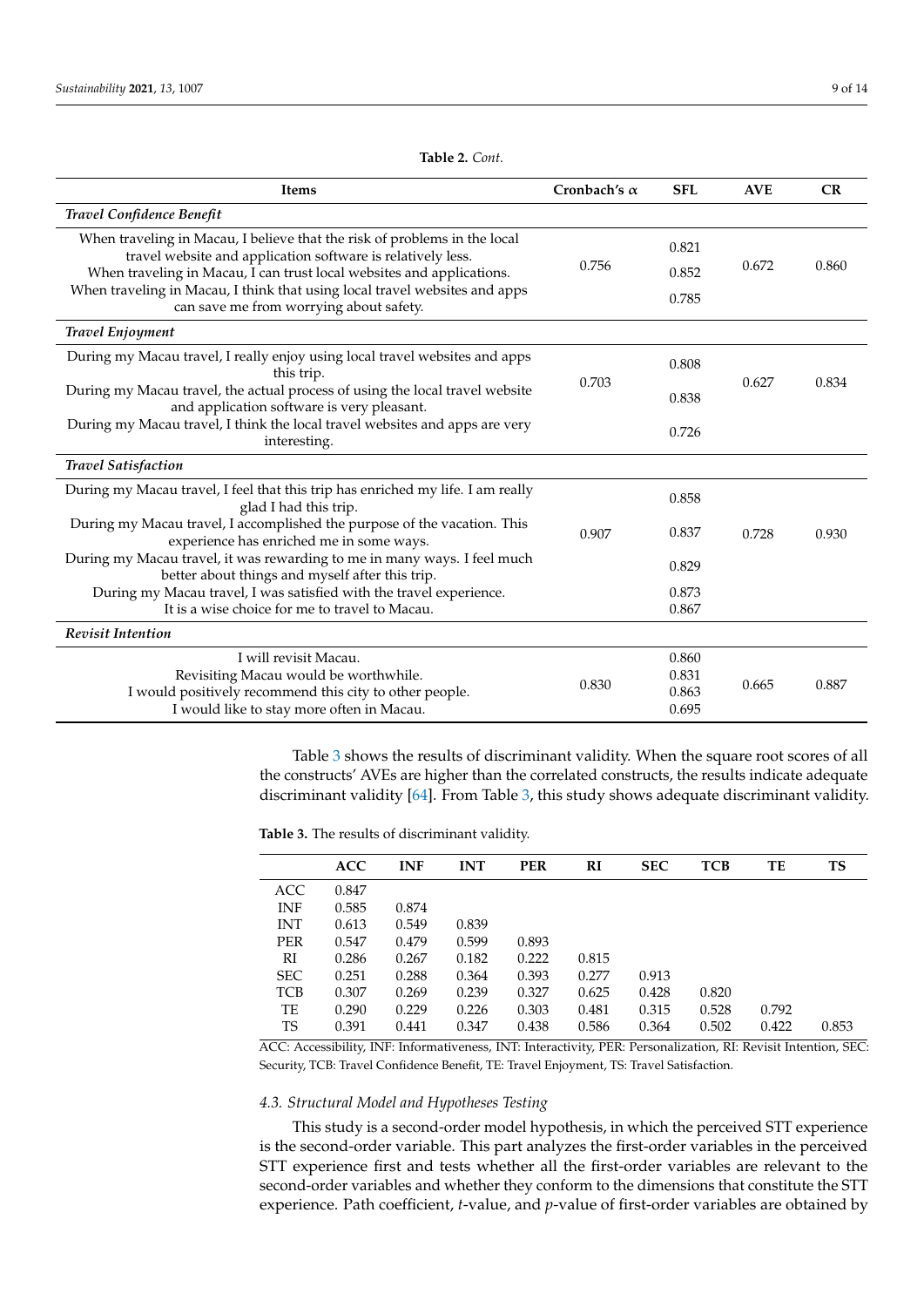**Table 2.** *Cont.*

| Items | Cronbach's α | SFL | AVE | CR |
|---|---|---|---|---|
| ***Travel Confidence Benefit*** | | | | |
| When traveling in Macau, I believe that the risk of problems in the local travel website and application software is relatively less. | 0.756 | 0.821 | 0.672 | 0.860 |
| When traveling in Macau, I can trust local websites and applications. | | 0.852 | | |
| When traveling in Macau, I think that using local travel websites and apps can save me from worrying about safety. | | 0.785 | | |
| ***Travel Enjoyment*** | | | | |
| During my Macau travel, I really enjoy using local travel websites and apps this trip. | 0.703 | 0.808 | 0.627 | 0.834 |
| During my Macau travel, the actual process of using the local travel website and application software is very pleasant. | | 0.838 | | |
| During my Macau travel, I think the local travel websites and apps are very interesting. | | 0.726 | | |
| ***Travel Satisfaction*** | | | | |
| During my Macau travel, I feel that this trip has enriched my life. I am really glad I had this trip. | 0.907 | 0.858 | 0.728 | 0.930 |
| During my Macau travel, I accomplished the purpose of the vacation. This experience has enriched me in some ways. | | 0.837 | | |
| During my Macau travel, it was rewarding to me in many ways. I feel much better about things and myself after this trip. | | 0.829 | | |
| During my Macau travel, I was satisfied with the travel experience. | | 0.873 | | |
| It is a wise choice for me to travel to Macau. | | 0.867 | | |
| ***Revisit Intention*** | | | | |
| I will revisit Macau. | 0.830 | 0.860 | 0.665 | 0.887 |
| Revisiting Macau would be worthwhile. | | 0.831 | | |
| I would positively recommend this city to other people. | | 0.863 | | |
| I would like to stay more often in Macau. | | 0.695 | | |

Table 3 shows the results of discriminant validity. When the square root scores of all the constructs' AVEs are higher than the correlated constructs, the results indicate adequate discriminant validity [64]. From Table 3, this study shows adequate discriminant validity.

**Table 3.** The results of discriminant validity.

| | ACC | INF | INT | PER | RI | SEC | TCB | TE | TS |
|---|---|---|---|---|---|---|---|---|---|
| ACC | 0.847 | | | | | | | | |
| INF | 0.585 | 0.874 | | | | | | | |
| INT | 0.613 | 0.549 | 0.839 | | | | | | |
| PER | 0.547 | 0.479 | 0.599 | 0.893 | | | | | |
| RI | 0.286 | 0.267 | 0.182 | 0.222 | 0.815 | | | | |
| SEC | 0.251 | 0.288 | 0.364 | 0.393 | 0.277 | 0.913 | | | |
| TCB | 0.307 | 0.269 | 0.239 | 0.327 | 0.625 | 0.428 | 0.820 | | |
| TE | 0.290 | 0.229 | 0.226 | 0.303 | 0.481 | 0.315 | 0.528 | 0.792 | |
| TS | 0.391 | 0.441 | 0.347 | 0.438 | 0.586 | 0.364 | 0.502 | 0.422 | 0.853 |

ACC: Accessibility, INF: Informativeness, INT: Interactivity, PER: Personalization, RI: Revisit Intention, SEC: Security, TCB: Travel Confidence Benefit, TE: Travel Enjoyment, TS: Travel Satisfaction.

### *4.3. Structural Model and Hypotheses Testing*

This study is a second-order model hypothesis, in which the perceived STT experience is the second-order variable. This part analyzes the first-order variables in the perceived STT experience first and tests whether all the first-order variables are relevant to the second-order variables and whether they conform to the dimensions that constitute the STT experience. Path coefficient, *t*-value, and *p*-value of first-order variables are obtained by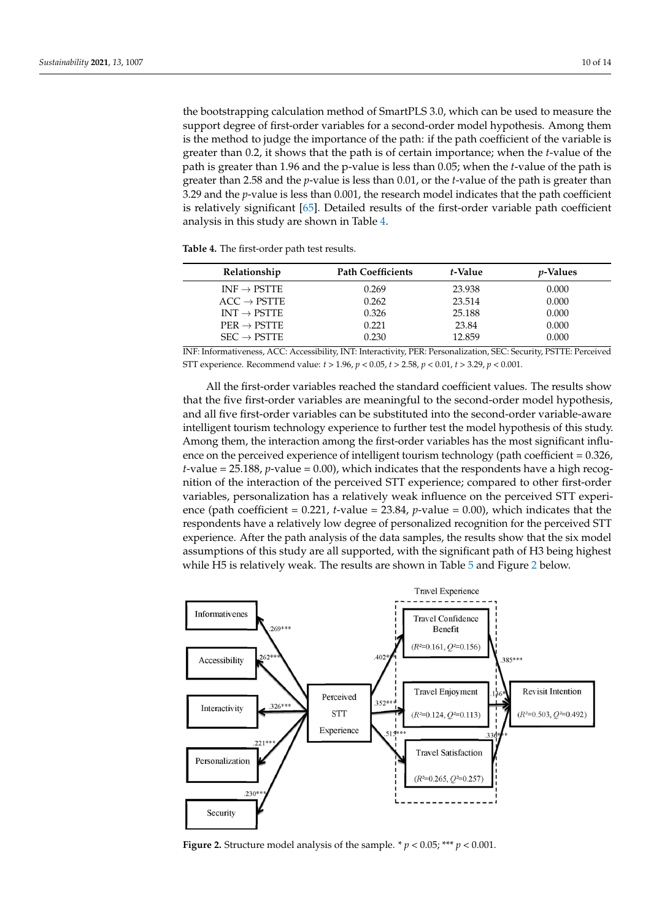the bootstrapping calculation method of SmartPLS 3.0, which can be used to measure the support degree of first-order variables for a second-order model hypothesis. Among them is the method to judge the importance of the path: if the path coefficient of the variable is greater than 0.2, it shows that the path is of certain importance; when the *t*-value of the path is greater than 1.96 and the p-value is less than 0.05; when the *t*-value of the path is greater than 2.58 and the *p*-value is less than 0.01, or the *t*-value of the path is greater than 3.29 and the *p*-value is less than 0.001, the research model indicates that the path coefficient is relatively significant [65]. Detailed results of the first-order variable path coefficient analysis in this study are shown in Table 4.

**Table 4.** The first-order path test results.

| Relationship | Path Coefficients | *t*-Value | *p*-Values |
|---|---|---|---|
| INF → PSTTE | 0.269 | 23.938 | 0.000 |
| ACC → PSTTE | 0.262 | 23.514 | 0.000 |
| INT → PSTTE | 0.326 | 25.188 | 0.000 |
| PER → PSTTE | 0.221 | 23.84 | 0.000 |
| SEC → PSTTE | 0.230 | 12.859 | 0.000 |

INF: Informativeness, ACC: Accessibility, INT: Interactivity, PER: Personalization, SEC: Security, PSTTE: Perceived STT experience. Recommend value: $t > 1.96$, $p < 0.05$, $t > 2.58$, $p < 0.01$, $t > 3.29$, $p < 0.001$.

All the first-order variables reached the standard coefficient values. The results show that the five first-order variables are meaningful to the second-order model hypothesis, and all five first-order variables can be substituted into the second-order variable-aware intelligent tourism technology experience to further test the model hypothesis of this study. Among them, the interaction among the first-order variables has the most significant influence on the perceived experience of intelligent tourism technology (path coefficient = 0.326, *t*-value = 25.188, *p*-value = 0.00), which indicates that the respondents have a high recognition of the interaction of the perceived STT experience; compared to other first-order variables, personalization has a relatively weak influence on the perceived STT experience (path coefficient = 0.221, *t*-value = 23.84, *p*-value = 0.00), which indicates that the respondents have a relatively low degree of personalized recognition for the perceived STT experience. After the path analysis of the data samples, the results show that the six model assumptions of this study are all supported, with the significant path of H3 being highest while H5 is relatively weak. The results are shown in Table 5 and Figure 2 below.

**Figure 2.** Structure model analysis of the sample. * $p < 0.05$; *** $p < 0.001$.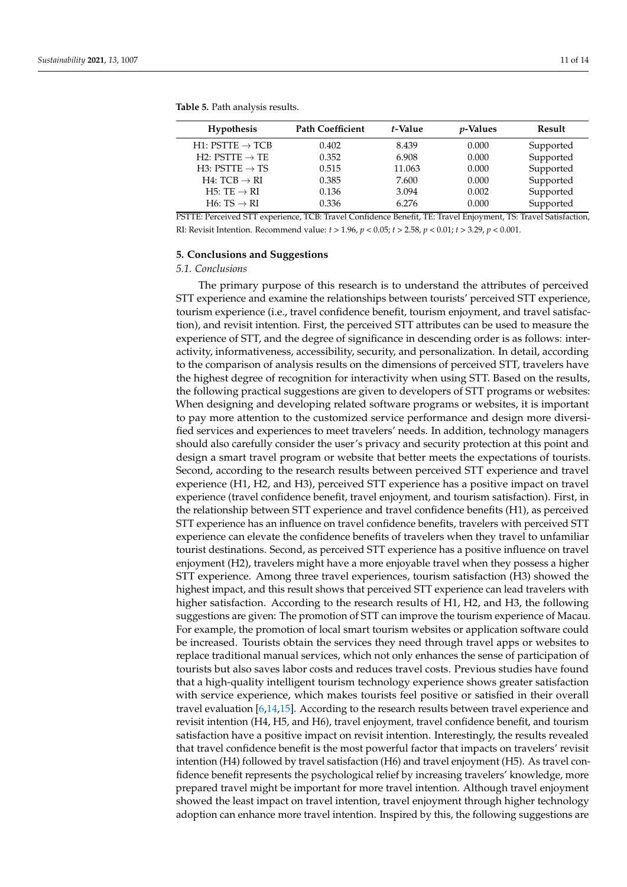**Table 5.** Path analysis results.

| Hypothesis | Path Coefficient | *t*-Value | *p*-Values | Result |
|---|---|---|---|---|
| H1: PSTTE → TCB | 0.402 | 8.439 | 0.000 | Supported |
| H2: PSTTE → TE | 0.352 | 6.908 | 0.000 | Supported |
| H3: PSTTE → TS | 0.515 | 11.063 | 0.000 | Supported |
| H4: TCB → RI | 0.385 | 7.600 | 0.000 | Supported |
| H5: TE → RI | 0.136 | 3.094 | 0.002 | Supported |
| H6: TS → RI | 0.336 | 6.276 | 0.000 | Supported |

PSTTE: Perceived STT experience, TCB: Travel Confidence Benefit, TE: Travel Enjoyment, TS: Travel Satisfaction, RI: Revisit Intention. Recommend value: $t > 1.96$, $p < 0.05$; $t > 2.58$, $p < 0.01$; $t > 3.29$, $p < 0.001$.

## 5. Conclusions and Suggestions

### *5.1. Conclusions*

The primary purpose of this research is to understand the attributes of perceived STT experience and examine the relationships between tourists' perceived STT experience, tourism experience (i.e., travel confidence benefit, tourism enjoyment, and travel satisfaction), and revisit intention. First, the perceived STT attributes can be used to measure the experience of STT, and the degree of significance in descending order is as follows: interactivity, informativeness, accessibility, security, and personalization. In detail, according to the comparison of analysis results on the dimensions of perceived STT, travelers have the highest degree of recognition for interactivity when using STT. Based on the results, the following practical suggestions are given to developers of STT programs or websites: When designing and developing related software programs or websites, it is important to pay more attention to the customized service performance and design more diversified services and experiences to meet travelers' needs. In addition, technology managers should also carefully consider the user's privacy and security protection at this point and design a smart travel program or website that better meets the expectations of tourists. Second, according to the research results between perceived STT experience and travel experience (H1, H2, and H3), perceived STT experience has a positive impact on travel experience (travel confidence benefit, travel enjoyment, and tourism satisfaction). First, in the relationship between STT experience and travel confidence benefits (H1), as perceived STT experience has an influence on travel confidence benefits, travelers with perceived STT experience can elevate the confidence benefits of travelers when they travel to unfamiliar tourist destinations. Second, as perceived STT experience has a positive influence on travel enjoyment (H2), travelers might have a more enjoyable travel when they possess a higher STT experience. Among three travel experiences, tourism satisfaction (H3) showed the highest impact, and this result shows that perceived STT experience can lead travelers with higher satisfaction. According to the research results of H1, H2, and H3, the following suggestions are given: The promotion of STT can improve the tourism experience of Macau. For example, the promotion of local smart tourism websites or application software could be increased. Tourists obtain the services they need through travel apps or websites to replace traditional manual services, which not only enhances the sense of participation of tourists but also saves labor costs and reduces travel costs. Previous studies have found that a high-quality intelligent tourism technology experience shows greater satisfaction with service experience, which makes tourists feel positive or satisfied in their overall travel evaluation [6,14,15]. According to the research results between travel experience and revisit intention (H4, H5, and H6), travel enjoyment, travel confidence benefit, and tourism satisfaction have a positive impact on revisit intention. Interestingly, the results revealed that travel confidence benefit is the most powerful factor that impacts on travelers' revisit intention (H4) followed by travel satisfaction (H6) and travel enjoyment (H5). As travel confidence benefit represents the psychological relief by increasing travelers' knowledge, more prepared travel might be important for more travel intention. Although travel enjoyment showed the least impact on travel intention, travel enjoyment through higher technology adoption can enhance more travel intention. Inspired by this, the following suggestions are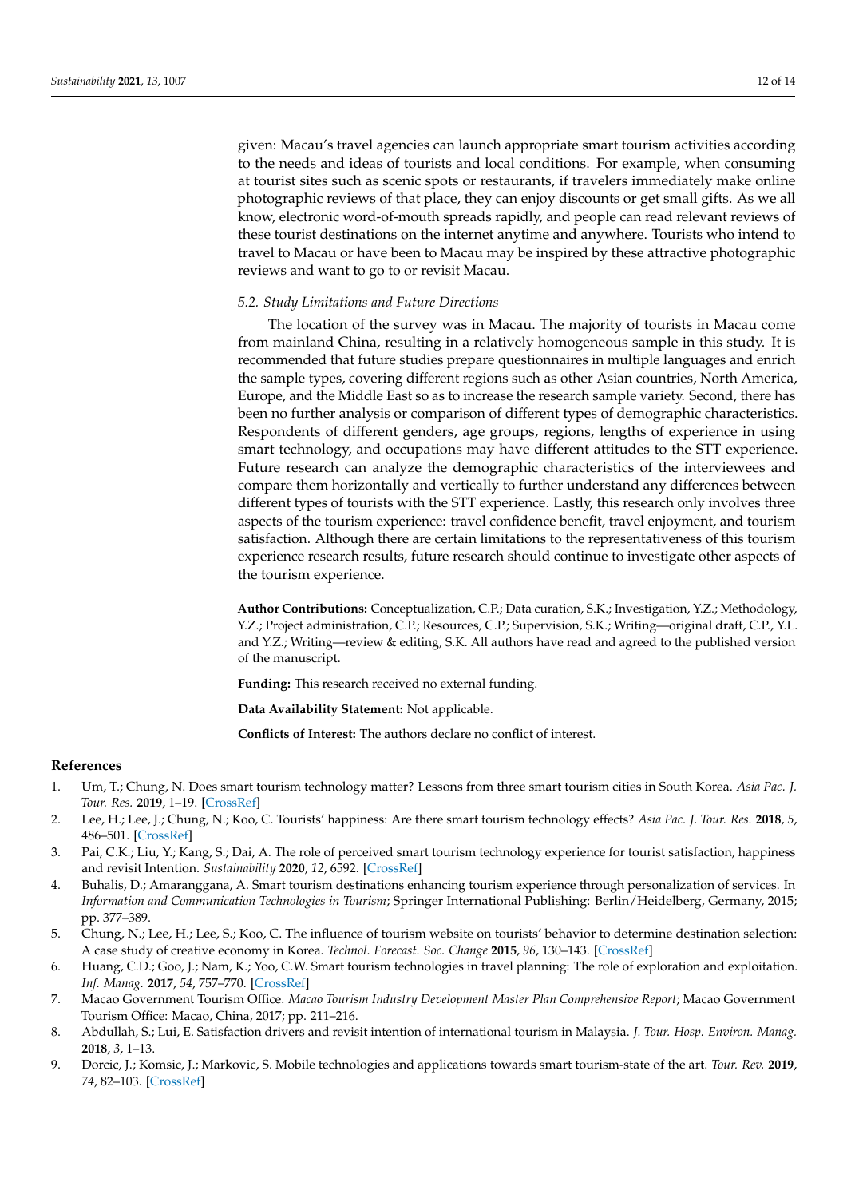given: Macau's travel agencies can launch appropriate smart tourism activities according to the needs and ideas of tourists and local conditions. For example, when consuming at tourist sites such as scenic spots or restaurants, if travelers immediately make online photographic reviews of that place, they can enjoy discounts or get small gifts. As we all know, electronic word-of-mouth spreads rapidly, and people can read relevant reviews of these tourist destinations on the internet anytime and anywhere. Tourists who intend to travel to Macau or have been to Macau may be inspired by these attractive photographic reviews and want to go to or revisit Macau.

### *5.2. Study Limitations and Future Directions*

The location of the survey was in Macau. The majority of tourists in Macau come from mainland China, resulting in a relatively homogeneous sample in this study. It is recommended that future studies prepare questionnaires in multiple languages and enrich the sample types, covering different regions such as other Asian countries, North America, Europe, and the Middle East so as to increase the research sample variety. Second, there has been no further analysis or comparison of different types of demographic characteristics. Respondents of different genders, age groups, regions, lengths of experience in using smart technology, and occupations may have different attitudes to the STT experience. Future research can analyze the demographic characteristics of the interviewees and compare them horizontally and vertically to further understand any differences between different types of tourists with the STT experience. Lastly, this research only involves three aspects of the tourism experience: travel confidence benefit, travel enjoyment, and tourism satisfaction. Although there are certain limitations to the representativeness of this tourism experience research results, future research should continue to investigate other aspects of the tourism experience.

**Author Contributions:** Conceptualization, C.P.; Data curation, S.K.; Investigation, Y.Z.; Methodology, Y.Z.; Project administration, C.P.; Resources, C.P.; Supervision, S.K.; Writing—original draft, C.P., Y.L. and Y.Z.; Writing—review & editing, S.K. All authors have read and agreed to the published version of the manuscript.

**Funding:** This research received no external funding.

**Data Availability Statement:** Not applicable.

**Conflicts of Interest:** The authors declare no conflict of interest.

## References

1. Um, T.; Chung, N. Does smart tourism technology matter? Lessons from three smart tourism cities in South Korea. *Asia Pac. J. Tour. Res.* **2019**, 1–19. [CrossRef]
2. Lee, H.; Lee, J.; Chung, N.; Koo, C. Tourists' happiness: Are there smart tourism technology effects? *Asia Pac. J. Tour. Res.* **2018**, *5*, 486–501. [CrossRef]
3. Pai, C.K.; Liu, Y.; Kang, S.; Dai, A. The role of perceived smart tourism technology experience for tourist satisfaction, happiness and revisit Intention. *Sustainability* **2020**, *12*, 6592. [CrossRef]
4. Buhalis, D.; Amaranggana, A. Smart tourism destinations enhancing tourism experience through personalization of services. In *Information and Communication Technologies in Tourism*; Springer International Publishing: Berlin/Heidelberg, Germany, 2015; pp. 377–389.
5. Chung, N.; Lee, H.; Lee, S.; Koo, C. The influence of tourism website on tourists' behavior to determine destination selection: A case study of creative economy in Korea. *Technol. Forecast. Soc. Change* **2015**, *96*, 130–143. [CrossRef]
6. Huang, C.D.; Goo, J.; Nam, K.; Yoo, C.W. Smart tourism technologies in travel planning: The role of exploration and exploitation. *Inf. Manag.* **2017**, *54*, 757–770. [CrossRef]
7. Macao Government Tourism Office. *Macao Tourism Industry Development Master Plan Comprehensive Report*; Macao Government Tourism Office: Macao, China, 2017; pp. 211–216.
8. Abdullah, S.; Lui, E. Satisfaction drivers and revisit intention of international tourism in Malaysia. *J. Tour. Hosp. Environ. Manag.* **2018**, *3*, 1–13.
9. Dorcic, J.; Komsic, J.; Markovic, S. Mobile technologies and applications towards smart tourism-state of the art. *Tour. Rev.* **2019**, *74*, 82–103. [CrossRef]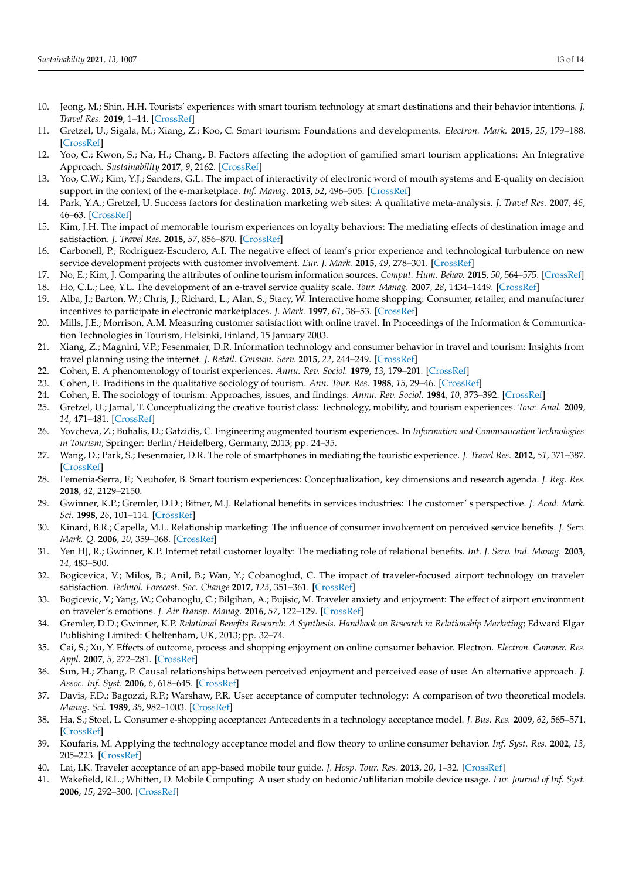10. Jeong, M.; Shin, H.H. Tourists' experiences with smart tourism technology at smart destinations and their behavior intentions. *J. Travel Res.* **2019**, 1–14. [CrossRef]
11. Gretzel, U.; Sigala, M.; Xiang, Z.; Koo, C. Smart tourism: Foundations and developments. *Electron. Mark.* **2015**, *25*, 179–188. [CrossRef]
12. Yoo, C.; Kwon, S.; Na, H.; Chang, B. Factors affecting the adoption of gamified smart tourism applications: An Integrative Approach. *Sustainability* **2017**, *9*, 2162. [CrossRef]
13. Yoo, C.W.; Kim, Y.J.; Sanders, G.L. The impact of interactivity of electronic word of mouth systems and E-quality on decision support in the context of the e-marketplace. *Inf. Manag.* **2015**, *52*, 496–505. [CrossRef]
14. Park, Y.A.; Gretzel, U. Success factors for destination marketing web sites: A qualitative meta-analysis. *J. Travel Res.* **2007**, *46*, 46–63. [CrossRef]
15. Kim, J.H. The impact of memorable tourism experiences on loyalty behaviors: The mediating effects of destination image and satisfaction. *J. Travel Res.* **2018**, *57*, 856–870. [CrossRef]
16. Carbonell, P.; Rodriguez-Escudero, A.I. The negative effect of team's prior experience and technological turbulence on new service development projects with customer involvement. *Eur. J. Mark.* **2015**, *49*, 278–301. [CrossRef]
17. No, E.; Kim, J. Comparing the attributes of online tourism information sources. *Comput. Hum. Behav.* **2015**, *50*, 564–575. [CrossRef]
18. Ho, C.L.; Lee, Y.L. The development of an e-travel service quality scale. *Tour. Manag.* **2007**, *28*, 1434–1449. [CrossRef]
19. Alba, J.; Barton, W.; Chris, J.; Richard, L.; Alan, S.; Stacy, W. Interactive home shopping: Consumer, retailer, and manufacturer incentives to participate in electronic marketplaces. *J. Mark.* **1997**, *61*, 38–53. [CrossRef]
20. Mills, J.E.; Morrison, A.M. Measuring customer satisfaction with online travel. In Proceedings of the Information & Communication Technologies in Tourism, Helsinki, Finland, 15 January 2003.
21. Xiang, Z.; Magnini, V.P.; Fesenmaier, D.R. Information technology and consumer behavior in travel and tourism: Insights from travel planning using the internet. *J. Retail. Consum. Serv.* **2015**, *22*, 244–249. [CrossRef]
22. Cohen, E. A phenomenology of tourist experiences. *Annu. Rev. Sociol.* **1979**, *13*, 179–201. [CrossRef]
23. Cohen, E. Traditions in the qualitative sociology of tourism. *Ann. Tour. Res.* **1988**, *15*, 29–46. [CrossRef]
24. Cohen, E. The sociology of tourism: Approaches, issues, and findings. *Annu. Rev. Sociol.* **1984**, *10*, 373–392. [CrossRef]
25. Gretzel, U.; Jamal, T. Conceptualizing the creative tourist class: Technology, mobility, and tourism experiences. *Tour. Anal.* **2009**, *14*, 471–481. [CrossRef]
26. Yovcheva, Z.; Buhalis, D.; Gatzidis, C. Engineering augmented tourism experiences. In *Information and Communication Technologies in Tourism*; Springer: Berlin/Heidelberg, Germany, 2013; pp. 24–35.
27. Wang, D.; Park, S.; Fesenmaier, D.R. The role of smartphones in mediating the touristic experience. *J. Travel Res.* **2012**, *51*, 371–387. [CrossRef]
28. Femenia-Serra, F.; Neuhofer, B. Smart tourism experiences: Conceptualization, key dimensions and research agenda. *J. Reg. Res.* **2018**, *42*, 2129–2150.
29. Gwinner, K.P.; Gremler, D.D.; Bitner, M.J. Relational benefits in services industries: The customer' s perspective. *J. Acad. Mark. Sci.* **1998**, *26*, 101–114. [CrossRef]
30. Kinard, B.R.; Capella, M.L. Relationship marketing: The influence of consumer involvement on perceived service benefits. *J. Serv. Mark. Q.* **2006**, *20*, 359–368. [CrossRef]
31. Yen HJ, R.; Gwinner, K.P. Internet retail customer loyalty: The mediating role of relational benefits. *Int. J. Serv. Ind. Manag.* **2003**, *14*, 483–500.
32. Bogicevica, V.; Milos, B.; Anil, B.; Wan, Y.; Cobanoglud, C. The impact of traveler-focused airport technology on traveler satisfaction. *Technol. Forecast. Soc. Change* **2017**, *123*, 351–361. [CrossRef]
33. Bogicevic, V.; Yang, W.; Cobanoglu, C.; Bilgihan, A.; Bujisic, M. Traveler anxiety and enjoyment: The effect of airport environment on traveler's emotions. *J. Air Transp. Manag.* **2016**, *57*, 122–129. [CrossRef]
34. Gremler, D.D.; Gwinner, K.P. *Relational Benefits Research: A Synthesis. Handbook on Research in Relationship Marketing*; Edward Elgar Publishing Limited: Cheltenham, UK, 2013; pp. 32–74.
35. Cai, S.; Xu, Y. Effects of outcome, process and shopping enjoyment on online consumer behavior. Electron. *Electron. Commer. Res. Appl.* **2007**, *5*, 272–281. [CrossRef]
36. Sun, H.; Zhang, P. Causal relationships between perceived enjoyment and perceived ease of use: An alternative approach. *J. Assoc. Inf. Syst.* **2006**, *6*, 618–645. [CrossRef]
37. Davis, F.D.; Bagozzi, R.P.; Warshaw, P.R. User acceptance of computer technology: A comparison of two theoretical models. *Manag. Sci.* **1989**, *35*, 982–1003. [CrossRef]
38. Ha, S.; Stoel, L. Consumer e-shopping acceptance: Antecedents in a technology acceptance model. *J. Bus. Res.* **2009**, *62*, 565–571. [CrossRef]
39. Koufaris, M. Applying the technology acceptance model and flow theory to online consumer behavior. *Inf. Syst. Res.* **2002**, *13*, 205–223. [CrossRef]
40. Lai, I.K. Traveler acceptance of an app-based mobile tour guide. *J. Hosp. Tour. Res.* **2013**, *20*, 1–32. [CrossRef]
41. Wakefield, R.L.; Whitten, D. Mobile Computing: A user study on hedonic/utilitarian mobile device usage. *Eur. Journal of Inf. Syst.* **2006**, *15*, 292–300. [CrossRef]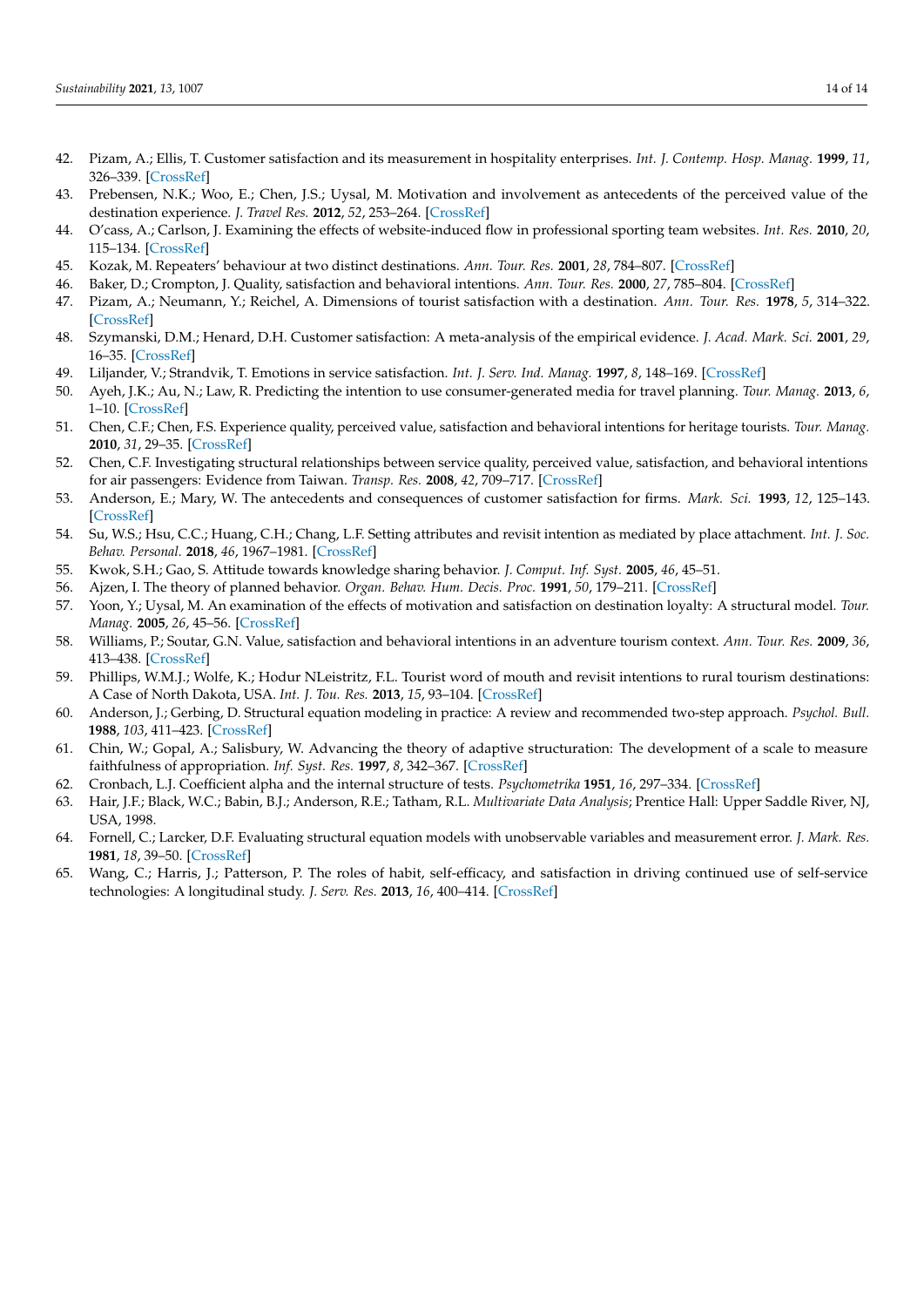42. Pizam, A.; Ellis, T. Customer satisfaction and its measurement in hospitality enterprises. *Int. J. Contemp. Hosp. Manag.* **1999**, *11*, 326–339. [CrossRef]
43. Prebensen, N.K.; Woo, E.; Chen, J.S.; Uysal, M. Motivation and involvement as antecedents of the perceived value of the destination experience. *J. Travel Res.* **2012**, *52*, 253–264. [CrossRef]
44. O'cass, A.; Carlson, J. Examining the effects of website-induced flow in professional sporting team websites. *Int. Res.* **2010**, *20*, 115–134. [CrossRef]
45. Kozak, M. Repeaters' behaviour at two distinct destinations. *Ann. Tour. Res.* **2001**, *28*, 784–807. [CrossRef]
46. Baker, D.; Crompton, J. Quality, satisfaction and behavioral intentions. *Ann. Tour. Res.* **2000**, *27*, 785–804. [CrossRef]
47. Pizam, A.; Neumann, Y.; Reichel, A. Dimensions of tourist satisfaction with a destination. *Ann. Tour. Res.* **1978**, *5*, 314–322. [CrossRef]
48. Szymanski, D.M.; Henard, D.H. Customer satisfaction: A meta-analysis of the empirical evidence. *J. Acad. Mark. Sci.* **2001**, *29*, 16–35. [CrossRef]
49. Liljander, V.; Strandvik, T. Emotions in service satisfaction. *Int. J. Serv. Ind. Manag.* **1997**, *8*, 148–169. [CrossRef]
50. Ayeh, J.K.; Au, N.; Law, R. Predicting the intention to use consumer-generated media for travel planning. *Tour. Manag.* **2013**, *6*, 1–10. [CrossRef]
51. Chen, C.F.; Chen, F.S. Experience quality, perceived value, satisfaction and behavioral intentions for heritage tourists. *Tour. Manag.* **2010**, *31*, 29–35. [CrossRef]
52. Chen, C.F. Investigating structural relationships between service quality, perceived value, satisfaction, and behavioral intentions for air passengers: Evidence from Taiwan. *Transp. Res.* **2008**, *42*, 709–717. [CrossRef]
53. Anderson, E.; Mary, W. The antecedents and consequences of customer satisfaction for firms. *Mark. Sci.* **1993**, *12*, 125–143. [CrossRef]
54. Su, W.S.; Hsu, C.C.; Huang, C.H.; Chang, L.F. Setting attributes and revisit intention as mediated by place attachment. *Int. J. Soc. Behav. Personal.* **2018**, *46*, 1967–1981. [CrossRef]
55. Kwok, S.H.; Gao, S. Attitude towards knowledge sharing behavior. *J. Comput. Inf. Syst.* **2005**, *46*, 45–51.
56. Ajzen, I. The theory of planned behavior. *Organ. Behav. Hum. Decis. Proc.* **1991**, *50*, 179–211. [CrossRef]
57. Yoon, Y.; Uysal, M. An examination of the effects of motivation and satisfaction on destination loyalty: A structural model. *Tour. Manag.* **2005**, *26*, 45–56. [CrossRef]
58. Williams, P.; Soutar, G.N. Value, satisfaction and behavioral intentions in an adventure tourism context. *Ann. Tour. Res.* **2009**, *36*, 413–438. [CrossRef]
59. Phillips, W.M.J.; Wolfe, K.; Hodur NLeistritz, F.L. Tourist word of mouth and revisit intentions to rural tourism destinations: A Case of North Dakota, USA. *Int. J. Tou. Res.* **2013**, *15*, 93–104. [CrossRef]
60. Anderson, J.; Gerbing, D. Structural equation modeling in practice: A review and recommended two-step approach. *Psychol. Bull.* **1988**, *103*, 411–423. [CrossRef]
61. Chin, W.; Gopal, A.; Salisbury, W. Advancing the theory of adaptive structuration: The development of a scale to measure faithfulness of appropriation. *Inf. Syst. Res.* **1997**, *8*, 342–367. [CrossRef]
62. Cronbach, L.J. Coefficient alpha and the internal structure of tests. *Psychometrika* **1951**, *16*, 297–334. [CrossRef]
63. Hair, J.F.; Black, W.C.; Babin, B.J.; Anderson, R.E.; Tatham, R.L. *Multivariate Data Analysis*; Prentice Hall: Upper Saddle River, NJ, USA, 1998.
64. Fornell, C.; Larcker, D.F. Evaluating structural equation models with unobservable variables and measurement error. *J. Mark. Res.* **1981**, *18*, 39–50. [CrossRef]
65. Wang, C.; Harris, J.; Patterson, P. The roles of habit, self-efficacy, and satisfaction in driving continued use of self-service technologies: A longitudinal study. *J. Serv. Res.* **2013**, *16*, 400–414. [CrossRef]